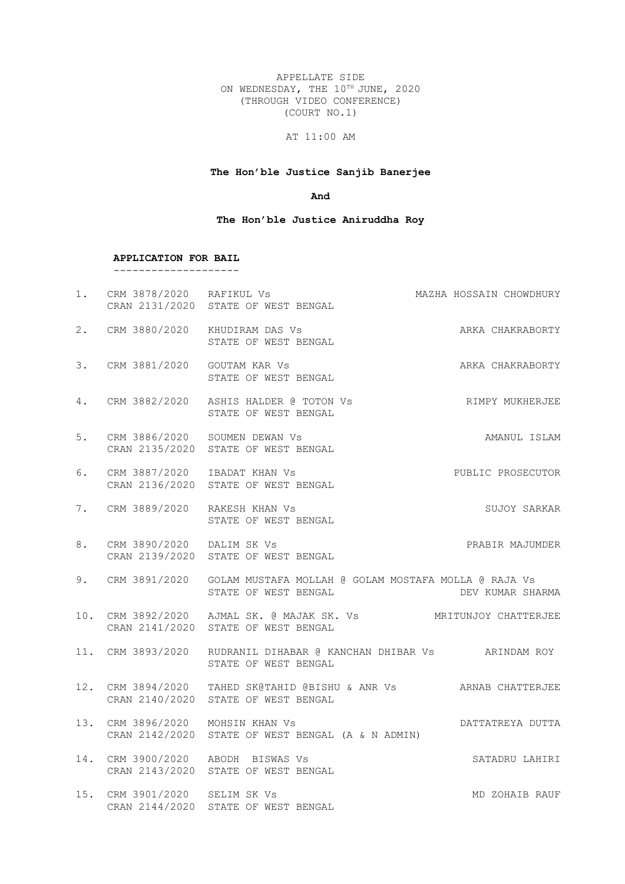APPELLATE SIDE
ON WEDNESDAY, THE 10TH JUNE, 2020
(THROUGH VIDEO CONFERENCE)
(COURT NO.1)

AT 11:00 AM

**The Hon'ble Justice Sanjib Banerjee**

**And**

**The Hon'ble Justice Aniruddha Roy**

**APPLICATION FOR BAIL**

--------------------

1. CRM 3878/2020 RAFIKUL Vs MAZHA HOSSAIN CHOWDHURY
   CRAN 2131/2020 STATE OF WEST BENGAL

2. CRM 3880/2020 KHUDIRAM DAS Vs ARKA CHAKRABORTY
   STATE OF WEST BENGAL

3. CRM 3881/2020 GOUTAM KAR Vs ARKA CHAKRABORTY
   STATE OF WEST BENGAL

4. CRM 3882/2020 ASHIS HALDER @ TOTON Vs RIMPY MUKHERJEE
   STATE OF WEST BENGAL

5. CRM 3886/2020 SOUMEN DEWAN Vs AMANUL ISLAM
   CRAN 2135/2020 STATE OF WEST BENGAL

6. CRM 3887/2020 IBADAT KHAN Vs PUBLIC PROSECUTOR
   CRAN 2136/2020 STATE OF WEST BENGAL

7. CRM 3889/2020 RAKESH KHAN Vs SUJOY SARKAR
   STATE OF WEST BENGAL

8. CRM 3890/2020 DALIM SK Vs PRABIR MAJUMDER
   CRAN 2139/2020 STATE OF WEST BENGAL

9. CRM 3891/2020 GOLAM MUSTAFA MOLLAH @ GOLAM MOSTAFA MOLLA @ RAJA Vs
   STATE OF WEST BENGAL DEV KUMAR SHARMA

10. CRM 3892/2020 AJMAL SK. @ MAJAK SK. Vs MRITUNJOY CHATTERJEE
    CRAN 2141/2020 STATE OF WEST BENGAL

11. CRM 3893/2020 RUDRANIL DIHABAR @ KANCHAN DHIBAR Vs ARINDAM ROY
    STATE OF WEST BENGAL

12. CRM 3894/2020 TAHED SK@TAHID @BISHU & ANR Vs ARNAB CHATTERJEE
    CRAN 2140/2020 STATE OF WEST BENGAL

13. CRM 3896/2020 MOHSIN KHAN Vs DATTATREYA DUTTA
    CRAN 2142/2020 STATE OF WEST BENGAL (A & N ADMIN)

14. CRM 3900/2020 ABODH BISWAS Vs SATADRU LAHIRI
    CRAN 2143/2020 STATE OF WEST BENGAL

15. CRM 3901/2020 SELIM SK Vs MD ZOHAIB RAUF
    CRAN 2144/2020 STATE OF WEST BENGAL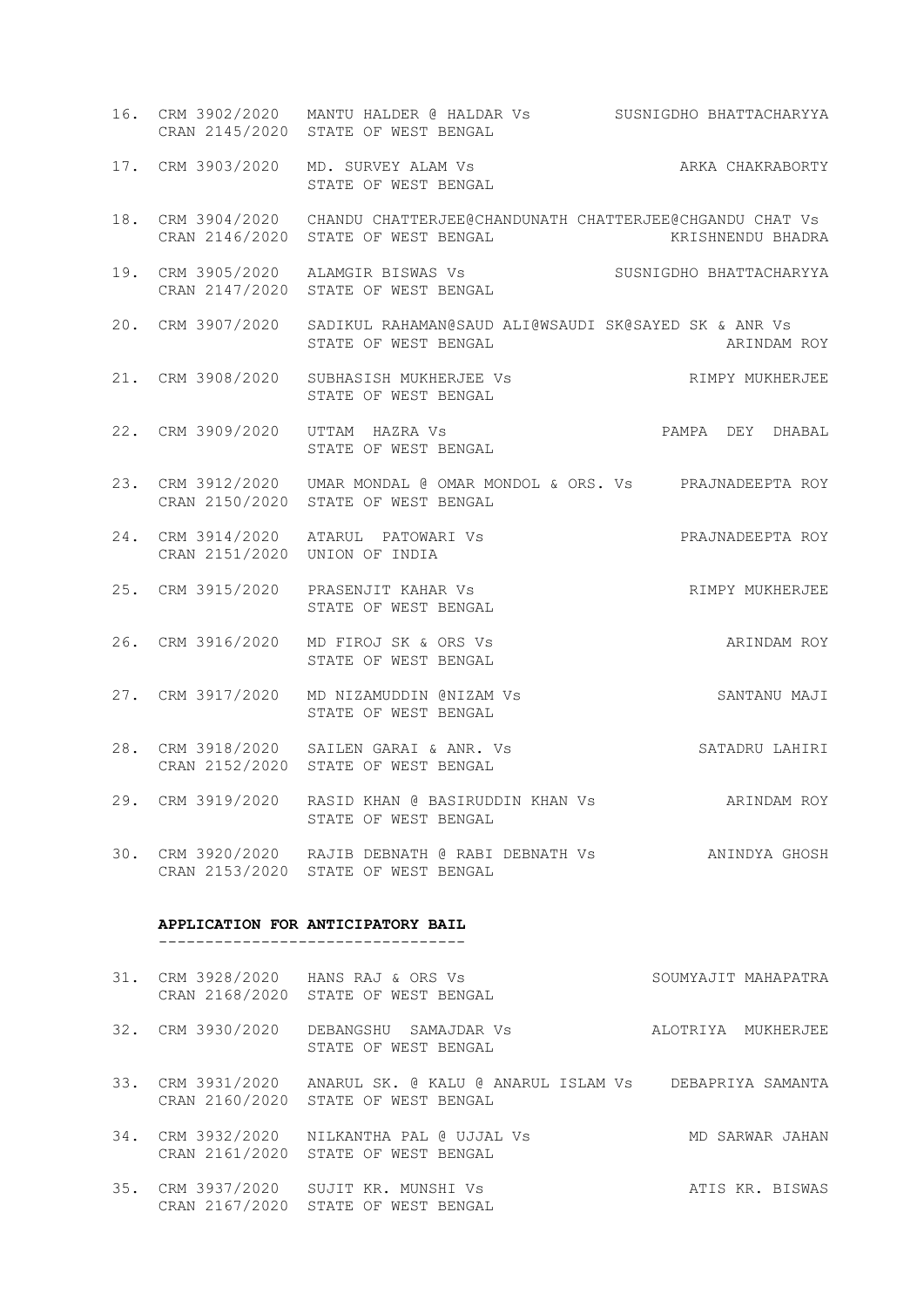16. CRM 3902/2020 CRAN 2145/2020 MANTU HALDER @ HALDAR Vs STATE OF WEST BENGAL — SUSNIGDHO BHATTACHARYYA

17. CRM 3903/2020 MD. SURVEY ALAM Vs STATE OF WEST BENGAL — ARKA CHAKRABORTY

18. CRM 3904/2020 CRAN 2146/2020 CHANDU CHATTERJEE@CHANDUNATH CHATTERJEE@CHGANDU CHAT Vs STATE OF WEST BENGAL — KRISHNENDU BHADRA

19. CRM 3905/2020 CRAN 2147/2020 ALAMGIR BISWAS Vs STATE OF WEST BENGAL — SUSNIGDHO BHATTACHARYYA

20. CRM 3907/2020 SADIKUL RAHAMAN@SAUD ALI@WSAUDI SK@SAYED SK & ANR Vs STATE OF WEST BENGAL — ARINDAM ROY

21. CRM 3908/2020 SUBHASISH MUKHERJEE Vs STATE OF WEST BENGAL — RIMPY MUKHERJEE

22. CRM 3909/2020 UTTAM HAZRA Vs STATE OF WEST BENGAL — PAMPA DEY DHABAL

23. CRM 3912/2020 CRAN 2150/2020 UMAR MONDAL @ OMAR MONDOL & ORS. Vs STATE OF WEST BENGAL — PRAJNADEEPTA ROY

24. CRM 3914/2020 CRAN 2151/2020 ATARUL PATOWARI Vs UNION OF INDIA — PRAJNADEEPTA ROY

25. CRM 3915/2020 PRASENJIT KAHAR Vs STATE OF WEST BENGAL — RIMPY MUKHERJEE

26. CRM 3916/2020 MD FIROJ SK & ORS Vs STATE OF WEST BENGAL — ARINDAM ROY

27. CRM 3917/2020 MD NIZAMUDDIN @NIZAM Vs STATE OF WEST BENGAL — SANTANU MAJI

28. CRM 3918/2020 CRAN 2152/2020 SAILEN GARAI & ANR. Vs STATE OF WEST BENGAL — SATADRU LAHIRI

29. CRM 3919/2020 RASID KHAN @ BASIRUDDIN KHAN Vs STATE OF WEST BENGAL — ARINDAM ROY

30. CRM 3920/2020 CRAN 2153/2020 RAJIB DEBNATH @ RABI DEBNATH Vs STATE OF WEST BENGAL — ANINDYA GHOSH

**APPLICATION FOR ANTICIPATORY BAIL**

31. CRM 3928/2020 CRAN 2168/2020 HANS RAJ & ORS Vs STATE OF WEST BENGAL — SOUMYAJIT MAHAPATRA

32. CRM 3930/2020 DEBANGSHU SAMAJDAR Vs STATE OF WEST BENGAL — ALOTRIYA MUKHERJEE

33. CRM 3931/2020 CRAN 2160/2020 ANARUL SK. @ KALU @ ANARUL ISLAM Vs STATE OF WEST BENGAL — DEBAPRIYA SAMANTA

34. CRM 3932/2020 CRAN 2161/2020 NILKANTHA PAL @ UJJAL Vs STATE OF WEST BENGAL — MD SARWAR JAHAN

35. CRM 3937/2020 CRAN 2167/2020 SUJIT KR. MUNSHI Vs STATE OF WEST BENGAL — ATIS KR. BISWAS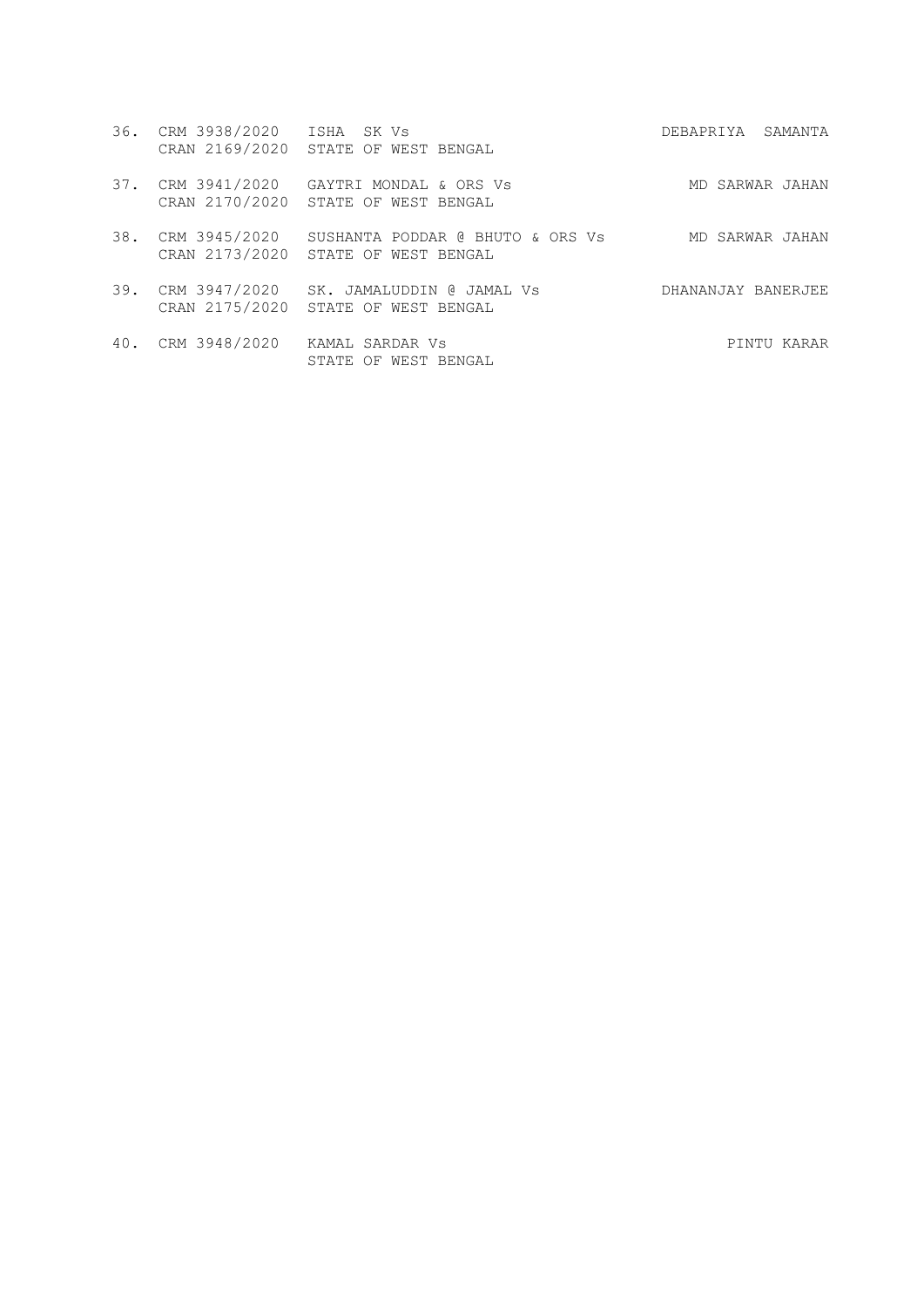| | | | |
|---|---|---|---|
| 36. | CRM 3938/2020<br>CRAN 2169/2020 | ISHA SK Vs<br>STATE OF WEST BENGAL | DEBAPRIYA SAMANTA |
| 37. | CRM 3941/2020<br>CRAN 2170/2020 | GAYTRI MONDAL & ORS Vs<br>STATE OF WEST BENGAL | MD SARWAR JAHAN |
| 38. | CRM 3945/2020<br>CRAN 2173/2020 | SUSHANTA PODDAR @ BHUTO & ORS Vs<br>STATE OF WEST BENGAL | MD SARWAR JAHAN |
| 39. | CRM 3947/2020<br>CRAN 2175/2020 | SK. JAMALUDDIN @ JAMAL Vs<br>STATE OF WEST BENGAL | DHANANJAY BANERJEE |
| 40. | CRM 3948/2020 | KAMAL SARDAR Vs<br>STATE OF WEST BENGAL | PINTU KARAR |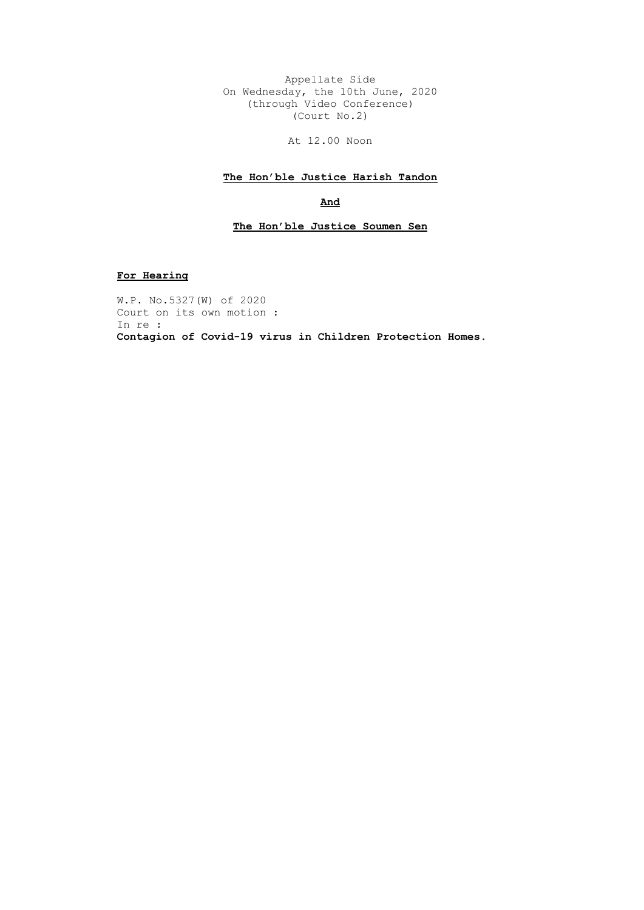Appellate Side
On Wednesday, the 10th June, 2020
(through Video Conference)
(Court No.2)

At 12.00 Noon

**The Hon'ble Justice Harish Tandon**

**And**

**The Hon'ble Justice Soumen Sen**

**For Hearing**

W.P. No.5327(W) of 2020
Court on its own motion :
In re :
**Contagion of Covid-19 virus in Children Protection Homes.**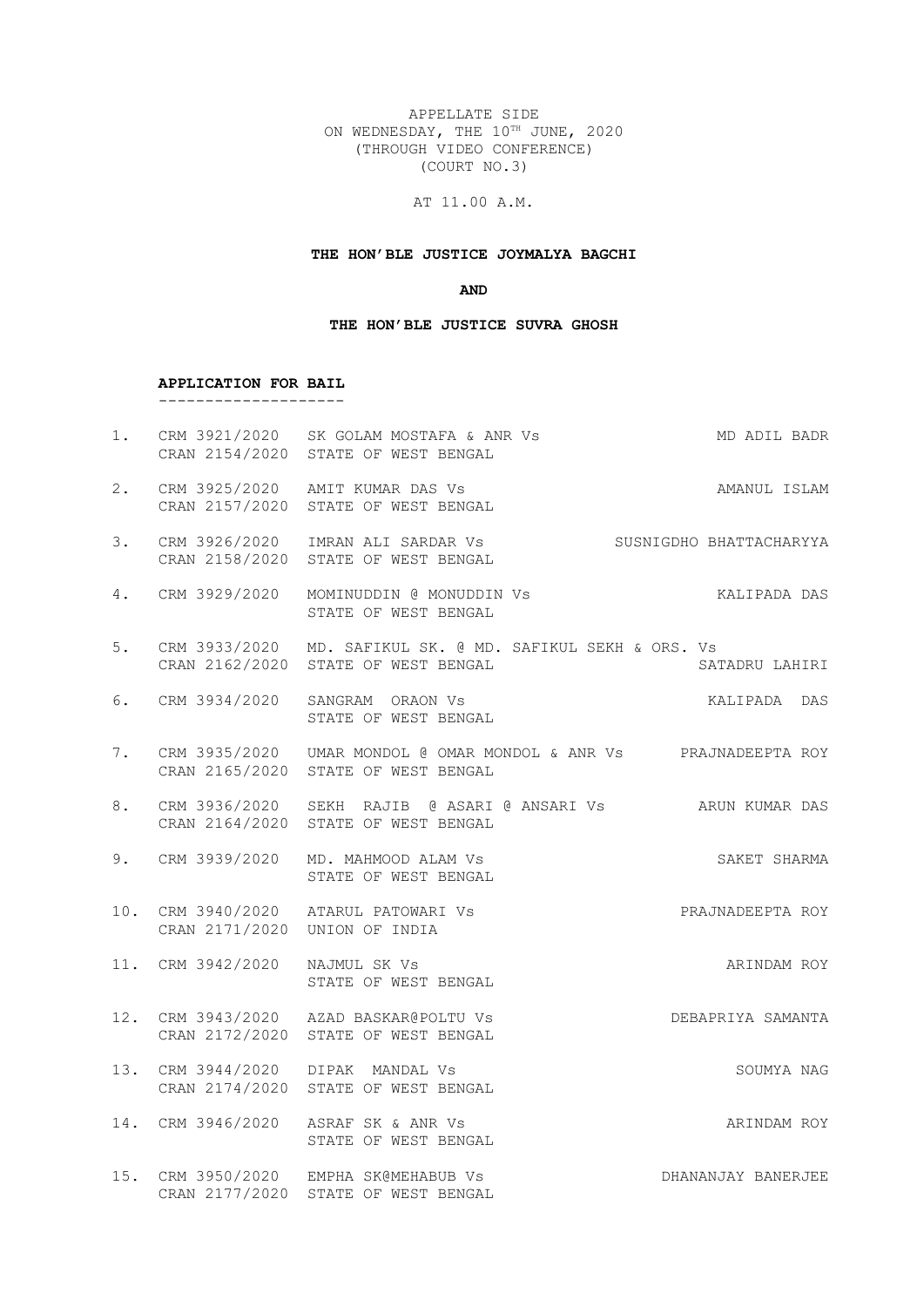APPELLATE SIDE
ON WEDNESDAY, THE 10TH JUNE, 2020
(THROUGH VIDEO CONFERENCE)
(COURT NO.3)

AT 11.00 A.M.

**THE HON'BLE JUSTICE JOYMALYA BAGCHI**

**AND**

**THE HON'BLE JUSTICE SUVRA GHOSH**

**APPLICATION FOR BAIL**

| No. | Case No. | Parties | Advocate |
|---|---|---|---|
| 1. | CRM 3921/2020<br>CRAN 2154/2020 | SK GOLAM MOSTAFA & ANR Vs<br>STATE OF WEST BENGAL | MD ADIL BADR |
| 2. | CRM 3925/2020<br>CRAN 2157/2020 | AMIT KUMAR DAS Vs<br>STATE OF WEST BENGAL | AMANUL ISLAM |
| 3. | CRM 3926/2020<br>CRAN 2158/2020 | IMRAN ALI SARDAR Vs<br>STATE OF WEST BENGAL | SUSNIGDHO BHATTACHARYYA |
| 4. | CRM 3929/2020 | MOMINUDDIN @ MONUDDIN Vs<br>STATE OF WEST BENGAL | KALIPADA DAS |
| 5. | CRM 3933/2020<br>CRAN 2162/2020 | MD. SAFIKUL SK. @ MD. SAFIKUL SEKH & ORS. Vs<br>STATE OF WEST BENGAL | SATADRU LAHIRI |
| 6. | CRM 3934/2020 | SANGRAM ORAON Vs<br>STATE OF WEST BENGAL | KALIPADA DAS |
| 7. | CRM 3935/2020<br>CRAN 2165/2020 | UMAR MONDOL @ OMAR MONDOL & ANR Vs<br>STATE OF WEST BENGAL | PRAJNADEEPTA ROY |
| 8. | CRM 3936/2020<br>CRAN 2164/2020 | SEKH RAJIB @ ASARI @ ANSARI Vs<br>STATE OF WEST BENGAL | ARUN KUMAR DAS |
| 9. | CRM 3939/2020 | MD. MAHMOOD ALAM Vs<br>STATE OF WEST BENGAL | SAKET SHARMA |
| 10. | CRM 3940/2020<br>CRAN 2171/2020 | ATARUL PATOWARI Vs<br>UNION OF INDIA | PRAJNADEEPTA ROY |
| 11. | CRM 3942/2020 | NAJMUL SK Vs<br>STATE OF WEST BENGAL | ARINDAM ROY |
| 12. | CRM 3943/2020<br>CRAN 2172/2020 | AZAD BASKAR@POLTU Vs<br>STATE OF WEST BENGAL | DEBAPRIYA SAMANTA |
| 13. | CRM 3944/2020<br>CRAN 2174/2020 | DIPAK MANDAL Vs<br>STATE OF WEST BENGAL | SOUMYA NAG |
| 14. | CRM 3946/2020 | ASRAF SK & ANR Vs<br>STATE OF WEST BENGAL | ARINDAM ROY |
| 15. | CRM 3950/2020<br>CRAN 2177/2020 | EMPHA SK@MEHABUB Vs<br>STATE OF WEST BENGAL | DHANANJAY BANERJEE |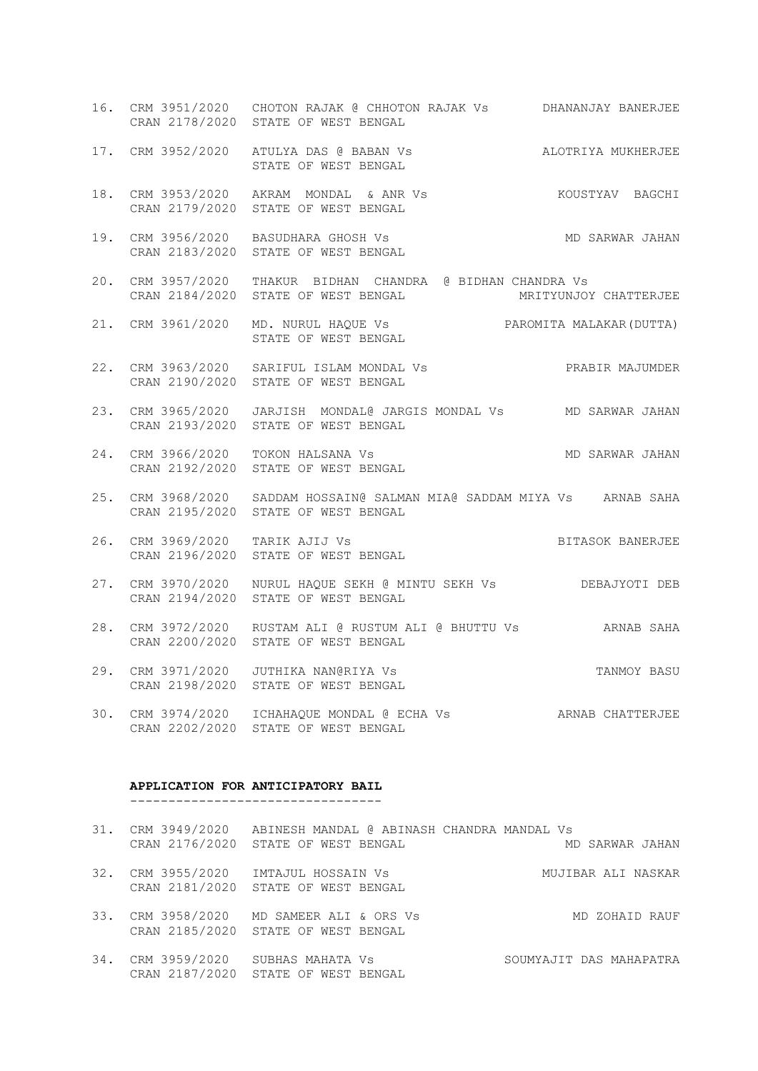16. CRM 3951/2020 CHOTON RAJAK @ CHHOTON RAJAK Vs DHANANJAY BANERJEE
    CRAN 2178/2020 STATE OF WEST BENGAL

17. CRM 3952/2020 ATULYA DAS @ BABAN Vs ALOTRIYA MUKHERJEE
    STATE OF WEST BENGAL

18. CRM 3953/2020 AKRAM MONDAL & ANR Vs KOUSTYAV BAGCHI
    CRAN 2179/2020 STATE OF WEST BENGAL

19. CRM 3956/2020 BASUDHARA GHOSH Vs MD SARWAR JAHAN
    CRAN 2183/2020 STATE OF WEST BENGAL

20. CRM 3957/2020 THAKUR BIDHAN CHANDRA @ BIDHAN CHANDRA Vs
    CRAN 2184/2020 STATE OF WEST BENGAL MRITYUNJOY CHATTERJEE

21. CRM 3961/2020 MD. NURUL HAQUE Vs PAROMITA MALAKAR(DUTTA)
    STATE OF WEST BENGAL

22. CRM 3963/2020 SARIFUL ISLAM MONDAL Vs PRABIR MAJUMDER
    CRAN 2190/2020 STATE OF WEST BENGAL

23. CRM 3965/2020 JARJISH MONDAL@ JARGIS MONDAL Vs MD SARWAR JAHAN
    CRAN 2193/2020 STATE OF WEST BENGAL

24. CRM 3966/2020 TOKON HALSANA Vs MD SARWAR JAHAN
    CRAN 2192/2020 STATE OF WEST BENGAL

25. CRM 3968/2020 SADDAM HOSSAIN@ SALMAN MIA@ SADDAM MIYA Vs ARNAB SAHA
    CRAN 2195/2020 STATE OF WEST BENGAL

26. CRM 3969/2020 TARIK AJIJ Vs BITASOK BANERJEE
    CRAN 2196/2020 STATE OF WEST BENGAL

27. CRM 3970/2020 NURUL HAQUE SEKH @ MINTU SEKH Vs DEBAJYOTI DEB
    CRAN 2194/2020 STATE OF WEST BENGAL

28. CRM 3972/2020 RUSTAM ALI @ RUSTUM ALI @ BHUTTU Vs ARNAB SAHA
    CRAN 2200/2020 STATE OF WEST BENGAL

29. CRM 3971/2020 JUTHIKA NAN@RIYA Vs TANMOY BASU
    CRAN 2198/2020 STATE OF WEST BENGAL

30. CRM 3974/2020 ICHAHAQUE MONDAL @ ECHA Vs ARNAB CHATTERJEE
    CRAN 2202/2020 STATE OF WEST BENGAL

**APPLICATION FOR ANTICIPATORY BAIL**

31. CRM 3949/2020 ABINESH MANDAL @ ABINASH CHANDRA MANDAL Vs
    CRAN 2176/2020 STATE OF WEST BENGAL MD SARWAR JAHAN

32. CRM 3955/2020 IMTAJUL HOSSAIN Vs MUJIBAR ALI NASKAR
    CRAN 2181/2020 STATE OF WEST BENGAL

33. CRM 3958/2020 MD SAMEER ALI & ORS Vs MD ZOHAID RAUF
    CRAN 2185/2020 STATE OF WEST BENGAL

34. CRM 3959/2020 SUBHAS MAHATA Vs SOUMYAJIT DAS MAHAPATRA
    CRAN 2187/2020 STATE OF WEST BENGAL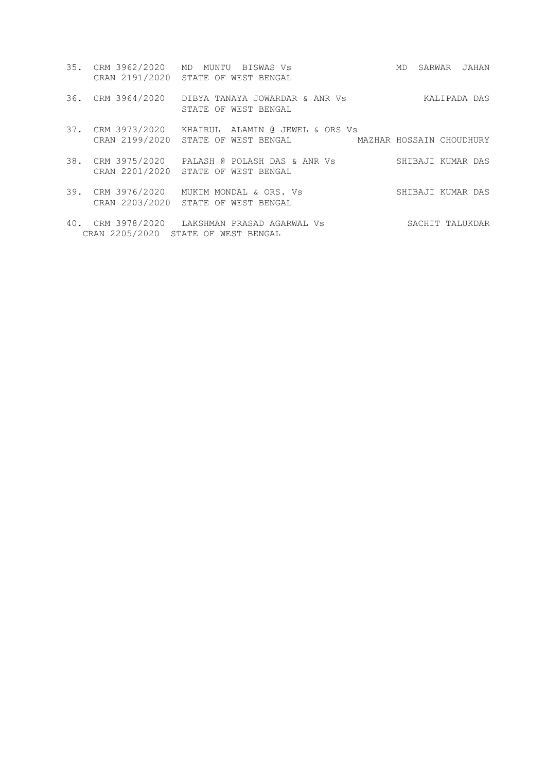35. CRM 3962/2020 MD MUNTU BISWAS Vs MD SARWAR JAHAN
    CRAN 2191/2020 STATE OF WEST BENGAL

36. CRM 3964/2020 DIBYA TANAYA JOWARDAR & ANR Vs KALIPADA DAS
    STATE OF WEST BENGAL

37. CRM 3973/2020 KHAIRUL ALAMIN @ JEWEL & ORS Vs
    CRAN 2199/2020 STATE OF WEST BENGAL MAZHAR HOSSAIN CHOUDHURY

38. CRM 3975/2020 PALASH @ POLASH DAS & ANR Vs SHIBAJI KUMAR DAS
    CRAN 2201/2020 STATE OF WEST BENGAL

39. CRM 3976/2020 MUKIM MONDAL & ORS. Vs SHIBAJI KUMAR DAS
    CRAN 2203/2020 STATE OF WEST BENGAL

40. CRM 3978/2020 LAKSHMAN PRASAD AGARWAL Vs SACHIT TALUKDAR
    CRAN 2205/2020 STATE OF WEST BENGAL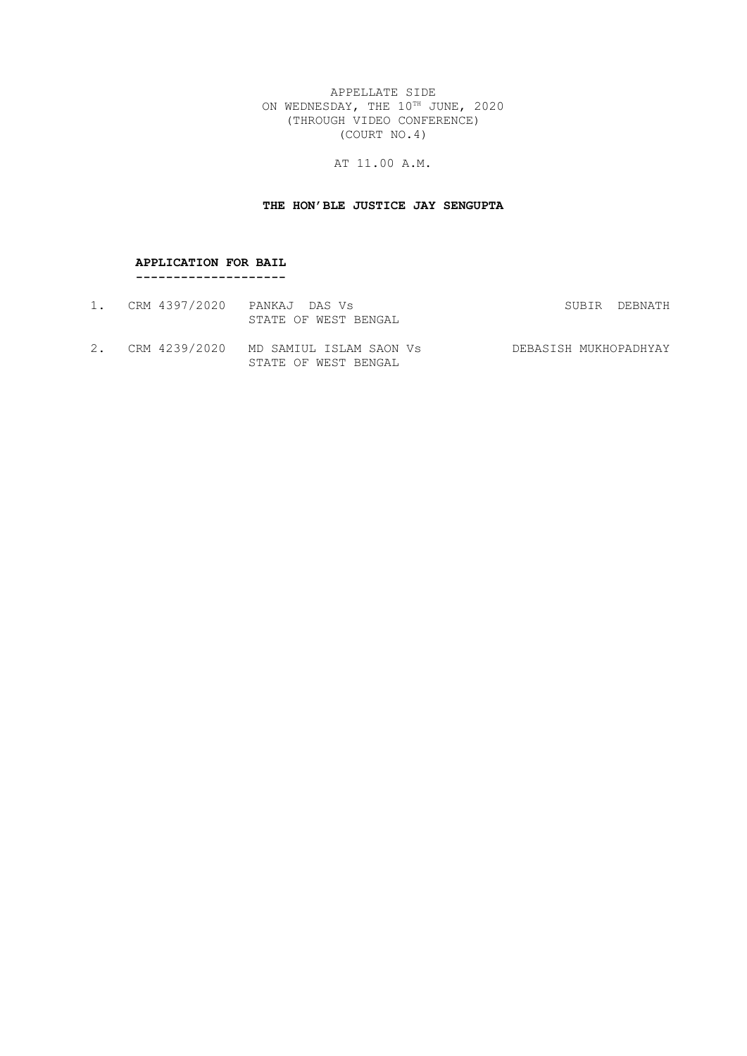APPELLATE SIDE

ON WEDNESDAY, THE 10TH JUNE, 2020

(THROUGH VIDEO CONFERENCE)

(COURT NO.4)

AT 11.00 A.M.

**THE HON'BLE JUSTICE JAY SENGUPTA**

**APPLICATION FOR BAIL**

| | | | |
|---|---|---|---|
| 1. | CRM 4397/2020 | PANKAJ DAS Vs<br>STATE OF WEST BENGAL | SUBIR DEBNATH |
| 2. | CRM 4239/2020 | MD SAMIUL ISLAM SAON Vs<br>STATE OF WEST BENGAL | DEBASISH MUKHOPADHYAY |